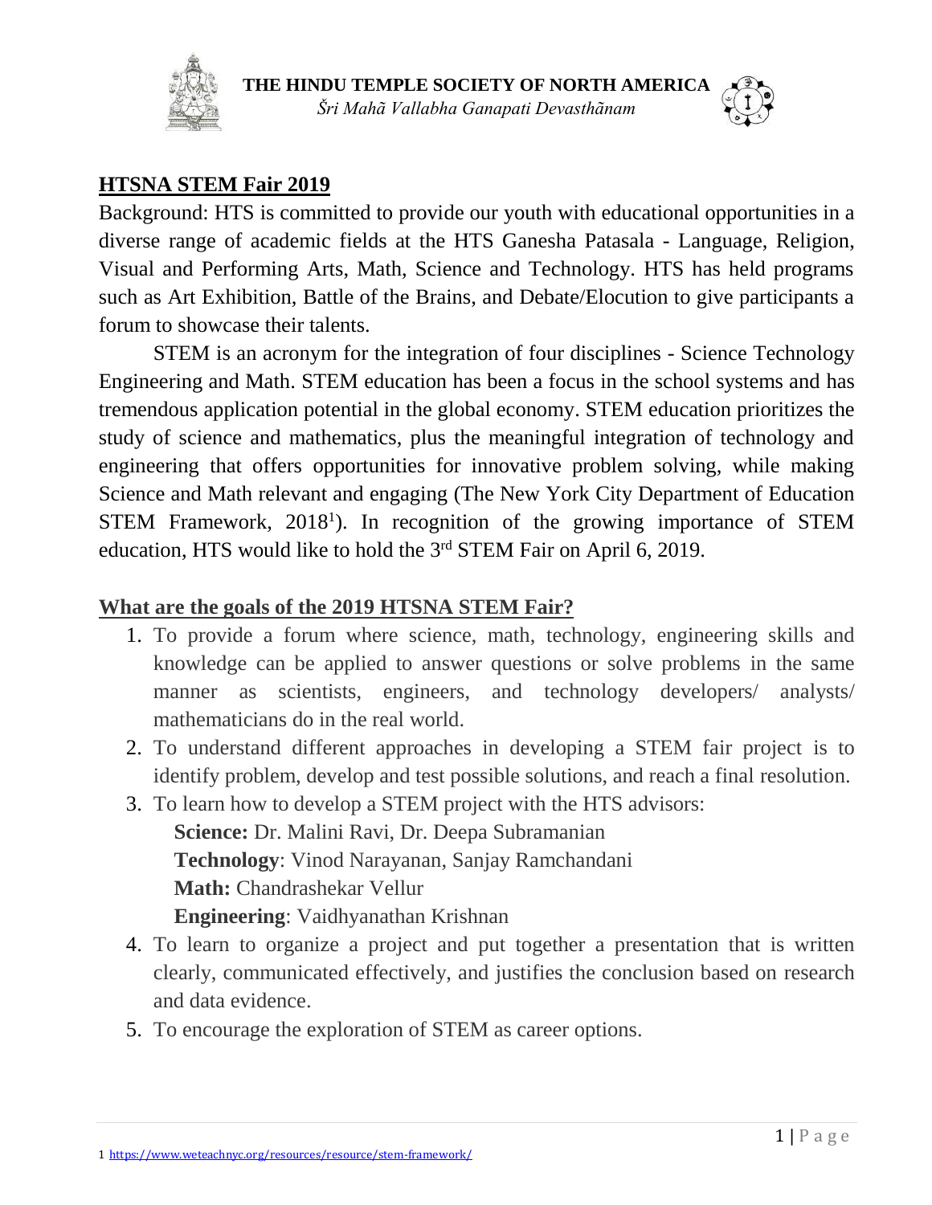**THE HINDU TEMPLE SOCIETY OF NORTH AMERICA**

*Šri Mahã Vallabha Ganapati Devasthãnam*

## HTSNA STEM Fair 2019

Background: HTS is committed to provide our youth with educational opportunities in a diverse range of academic fields at the HTS Ganesha Patasala - Language, Religion, Visual and Performing Arts, Math, Science and Technology. HTS has held programs such as Art Exhibition, Battle of the Brains, and Debate/Elocution to give participants a forum to showcase their talents.

STEM is an acronym for the integration of four disciplines - Science Technology Engineering and Math. STEM education has been a focus in the school systems and has tremendous application potential in the global economy. STEM education prioritizes the study of science and mathematics, plus the meaningful integration of technology and engineering that offers opportunities for innovative problem solving, while making Science and Math relevant and engaging (The New York City Department of Education STEM Framework, 2018[1]). In recognition of the growing importance of STEM education, HTS would like to hold the 3rd STEM Fair on April 6, 2019.

### What are the goals of the 2019 HTSNA STEM Fair?

1. To provide a forum where science, math, technology, engineering skills and knowledge can be applied to answer questions or solve problems in the same manner as scientists, engineers, and technology developers/ analysts/ mathematicians do in the real world.
2. To understand different approaches in developing a STEM fair project is to identify problem, develop and test possible solutions, and reach a final resolution.
3. To learn how to develop a STEM project with the HTS advisors:
   **Science:** Dr. Malini Ravi, Dr. Deepa Subramanian
   **Technology**: Vinod Narayanan, Sanjay Ramchandani
   **Math:** Chandrashekar Vellur
   **Engineering**: Vaidhyanathan Krishnan
4. To learn to organize a project and put together a presentation that is written clearly, communicated effectively, and justifies the conclusion based on research and data evidence.
5. To encourage the exploration of STEM as career options.

1 https://www.weteachnyc.org/resources/resource/stem-framework/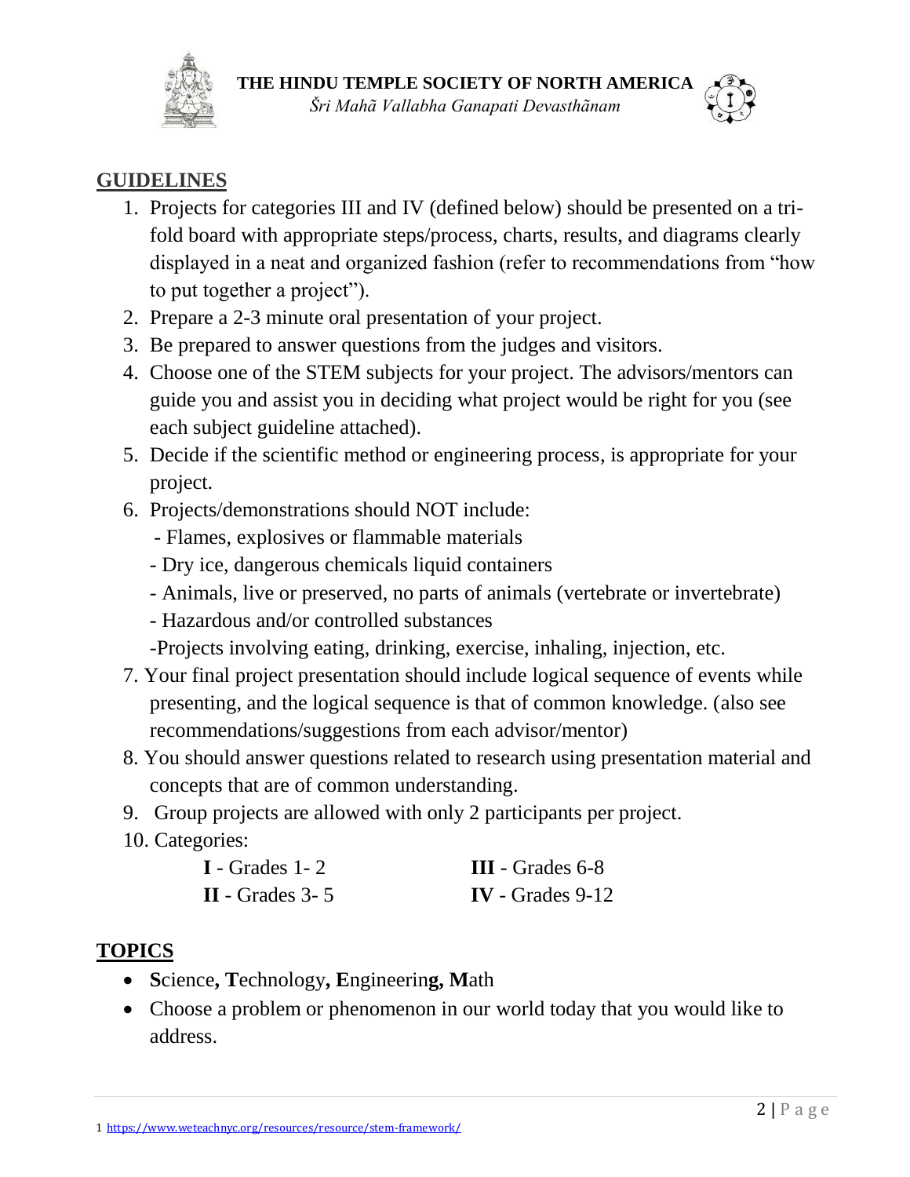## GUIDELINES

1. Projects for categories III and IV (defined below) should be presented on a tri-fold board with appropriate steps/process, charts, results, and diagrams clearly displayed in a neat and organized fashion (refer to recommendations from "how to put together a project").
2. Prepare a 2-3 minute oral presentation of your project.
3. Be prepared to answer questions from the judges and visitors.
4. Choose one of the STEM subjects for your project. The advisors/mentors can guide you and assist you in deciding what project would be right for you (see each subject guideline attached).
5. Decide if the scientific method or engineering process, is appropriate for your project.
6. Projects/demonstrations should NOT include:
   - Flames, explosives or flammable materials
   - Dry ice, dangerous chemicals liquid containers
   - Animals, live or preserved, no parts of animals (vertebrate or invertebrate)
   - Hazardous and/or controlled substances
   - Projects involving eating, drinking, exercise, inhaling, injection, etc.
7. Your final project presentation should include logical sequence of events while presenting, and the logical sequence is that of common knowledge. (also see recommendations/suggestions from each advisor/mentor)
8. You should answer questions related to research using presentation material and concepts that are of common understanding.
9. Group projects are allowed with only 2 participants per project.
10. Categories:

| | |
|---|---|
| **I** - Grades 1- 2 | **III** - Grades 6-8 |
| **II** - Grades 3- 5 | **IV** - Grades 9-12 |

## TOPICS

- **S**cience**, T**echnology**, E**ngineerin**g, M**ath
- Choose a problem or phenomenon in our world today that you would like to address.

1 https://www.weteachnyc.org/resources/resource/stem-framework/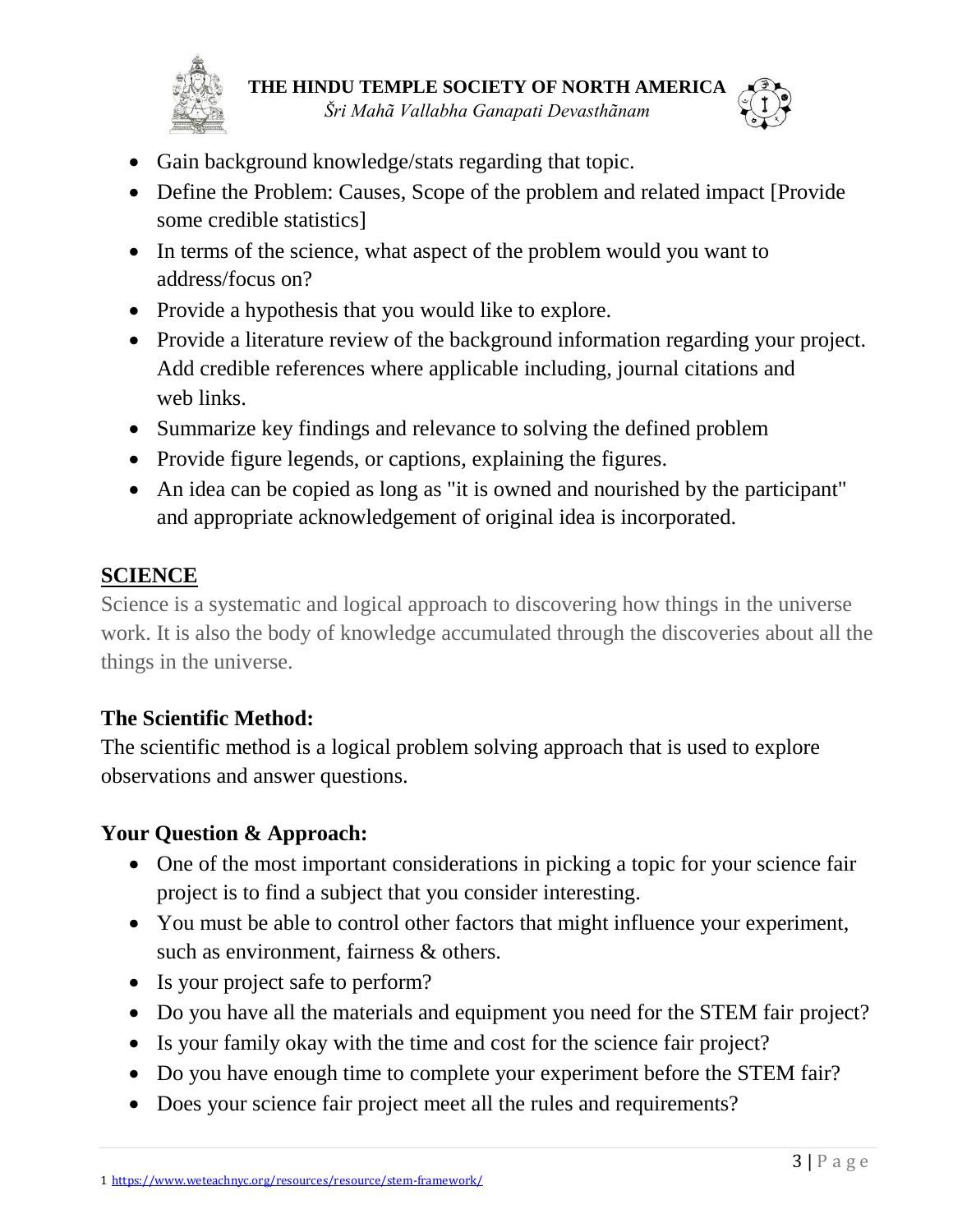- Gain background knowledge/stats regarding that topic.
- Define the Problem: Causes, Scope of the problem and related impact [Provide some credible statistics]
- In terms of the science, what aspect of the problem would you want to address/focus on?
- Provide a hypothesis that you would like to explore.
- Provide a literature review of the background information regarding your project. Add credible references where applicable including, journal citations and web links.
- Summarize key findings and relevance to solving the defined problem
- Provide figure legends, or captions, explaining the figures.
- An idea can be copied as long as "it is owned and nourished by the participant" and appropriate acknowledgement of original idea is incorporated.

## SCIENCE

Science is a systematic and logical approach to discovering how things in the universe work. It is also the body of knowledge accumulated through the discoveries about all the things in the universe.

### The Scientific Method:

The scientific method is a logical problem solving approach that is used to explore observations and answer questions.

### Your Question & Approach:

- One of the most important considerations in picking a topic for your science fair project is to find a subject that you consider interesting.
- You must be able to control other factors that might influence your experiment, such as environment, fairness & others.
- Is your project safe to perform?
- Do you have all the materials and equipment you need for the STEM fair project?
- Is your family okay with the time and cost for the science fair project?
- Do you have enough time to complete your experiment before the STEM fair?
- Does your science fair project meet all the rules and requirements?

1 https://www.weteachnyc.org/resources/resource/stem-framework/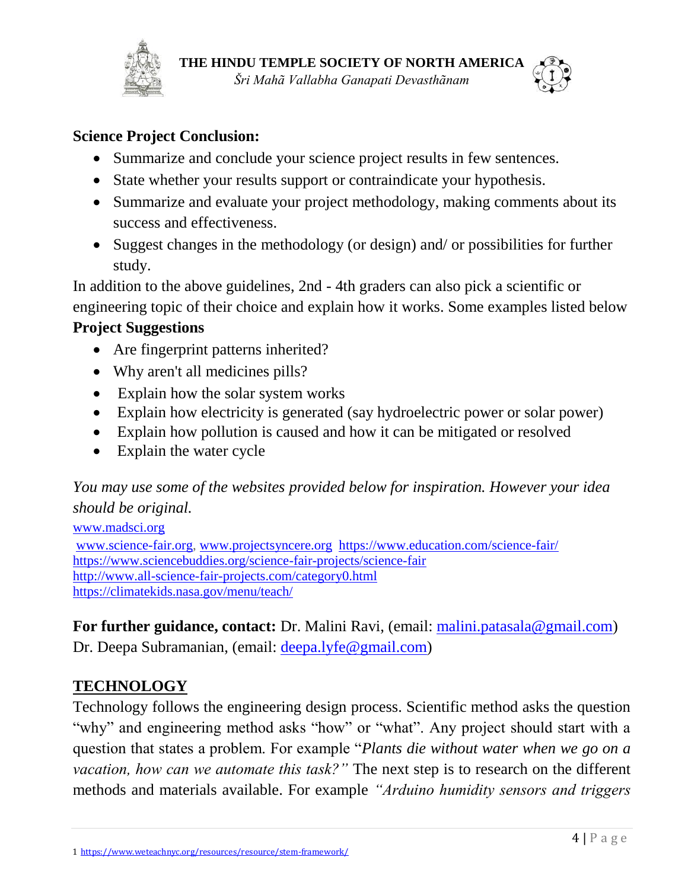**Science Project Conclusion:**

- Summarize and conclude your science project results in few sentences.
- State whether your results support or contraindicate your hypothesis.
- Summarize and evaluate your project methodology, making comments about its success and effectiveness.
- Suggest changes in the methodology (or design) and/ or possibilities for further study.

In addition to the above guidelines, 2nd - 4th graders can also pick a scientific or engineering topic of their choice and explain how it works. Some examples listed below

**Project Suggestions**

- Are fingerprint patterns inherited?
- Why aren't all medicines pills?
- Explain how the solar system works
- Explain how electricity is generated (say hydroelectric power or solar power)
- Explain how pollution is caused and how it can be mitigated or resolved
- Explain the water cycle

*You may use some of the websites provided below for inspiration. However your idea should be original.*

www.madsci.org
www.science-fair.org, www.projectsyncere.org https://www.education.com/science-fair/
https://www.sciencebuddies.org/science-fair-projects/science-fair
http://www.all-science-fair-projects.com/category0.html
https://climatekids.nasa.gov/menu/teach/

**For further guidance, contact:** Dr. Malini Ravi, (email: malini.patasala@gmail.com)
Dr. Deepa Subramanian, (email: deepa.lyfe@gmail.com)

## TECHNOLOGY

Technology follows the engineering design process. Scientific method asks the question "why" and engineering method asks "how" or "what". Any project should start with a question that states a problem. For example "*Plants die without water when we go on a vacation, how can we automate this task?"* The next step is to research on the different methods and materials available. For example *"Arduino humidity sensors and triggers*

1 https://www.weteachnyc.org/resources/resource/stem-framework/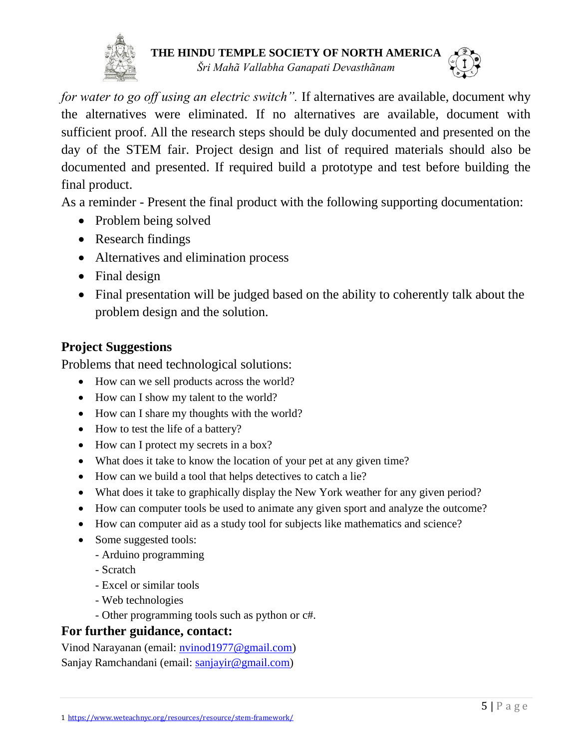*for water to go off using an electric switch".* If alternatives are available, document why the alternatives were eliminated. If no alternatives are available, document with sufficient proof. All the research steps should be duly documented and presented on the day of the STEM fair. Project design and list of required materials should also be documented and presented. If required build a prototype and test before building the final product.

As a reminder - Present the final product with the following supporting documentation:

- Problem being solved
- Research findings
- Alternatives and elimination process
- Final design
- Final presentation will be judged based on the ability to coherently talk about the problem design and the solution.

### Project Suggestions

Problems that need technological solutions:

- How can we sell products across the world?
- How can I show my talent to the world?
- How can I share my thoughts with the world?
- How to test the life of a battery?
- How can I protect my secrets in a box?
- What does it take to know the location of your pet at any given time?
- How can we build a tool that helps detectives to catch a lie?
- What does it take to graphically display the New York weather for any given period?
- How can computer tools be used to animate any given sport and analyze the outcome?
- How can computer aid as a study tool for subjects like mathematics and science?
- Some suggested tools:
  - Arduino programming
  - Scratch
  - Excel or similar tools
  - Web technologies
  - Other programming tools such as python or c#.

### For further guidance, contact:

Vinod Narayanan (email: nvinod1977@gmail.com)
Sanjay Ramchandani (email: sanjayir@gmail.com)

1 https://www.weteachnyc.org/resources/resource/stem-framework/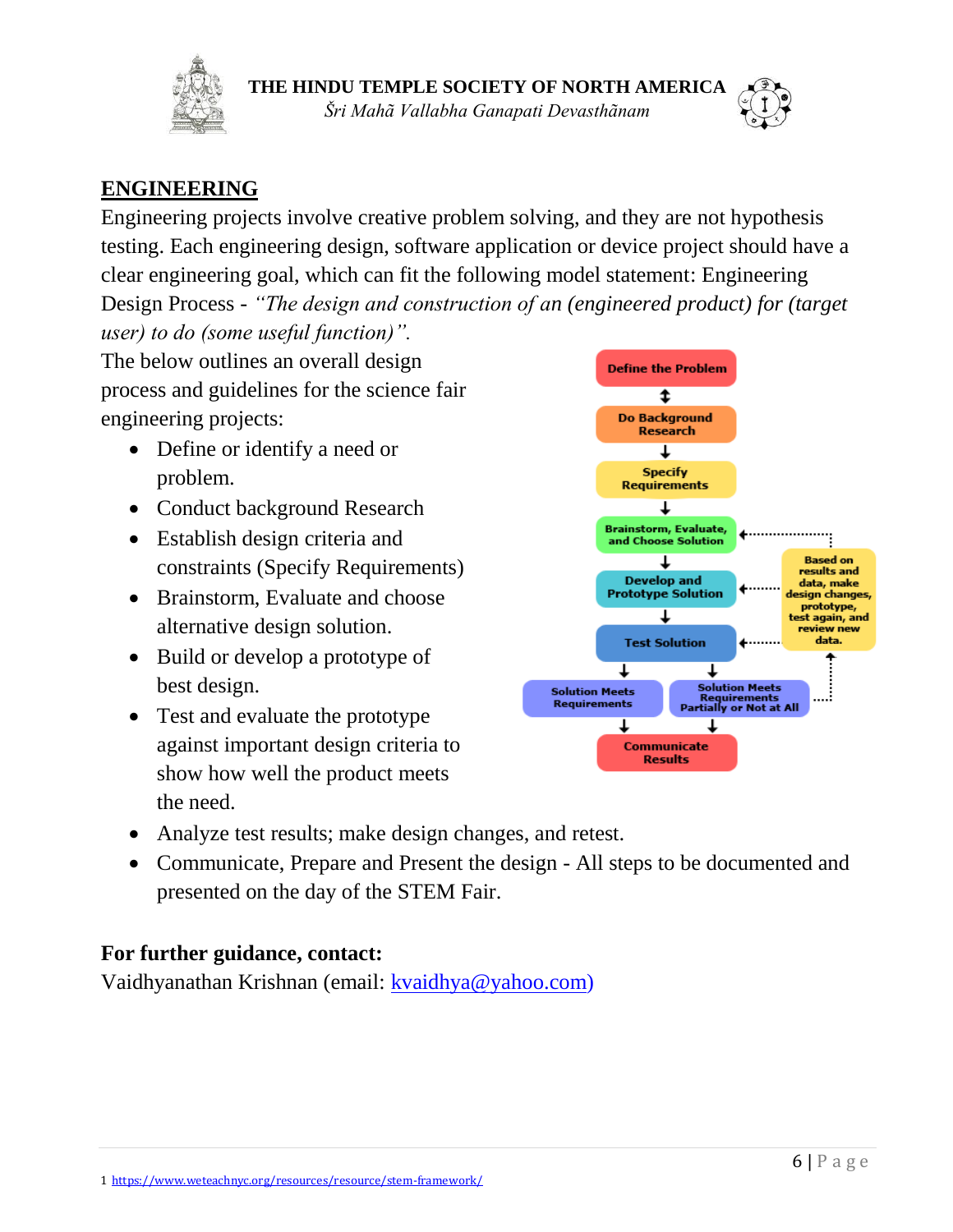## ENGINEERING

Engineering projects involve creative problem solving, and they are not hypothesis testing. Each engineering design, software application or device project should have a clear engineering goal, which can fit the following model statement: Engineering Design Process - *"The design and construction of an (engineered product) for (target user) to do (some useful function)".*

The below outlines an overall design process and guidelines for the science fair engineering projects:

- Define or identify a need or problem.
- Conduct background Research
- Establish design criteria and constraints (Specify Requirements)
- Brainstorm, Evaluate and choose alternative design solution.
- Build or develop a prototype of best design.
- Test and evaluate the prototype against important design criteria to show how well the product meets the need.
- Analyze test results; make design changes, and retest.
- Communicate, Prepare and Present the design - All steps to be documented and presented on the day of the STEM Fair.

Define the Problem → Do Background Research → Specify Requirements → Brainstorm, Evaluate, and Choose Solution → Develop and Prototype Solution → Test Solution → Solution Meets Requirements / Solution Meets Requirements Partially or Not at All → Communicate Results

Based on results and data, make design changes, prototype, test again, and review new data.

**For further guidance, contact:**

Vaidhyanathan Krishnan (email: kvaidhya@yahoo.com)

1 https://www.weteachnyc.org/resources/resource/stem-framework/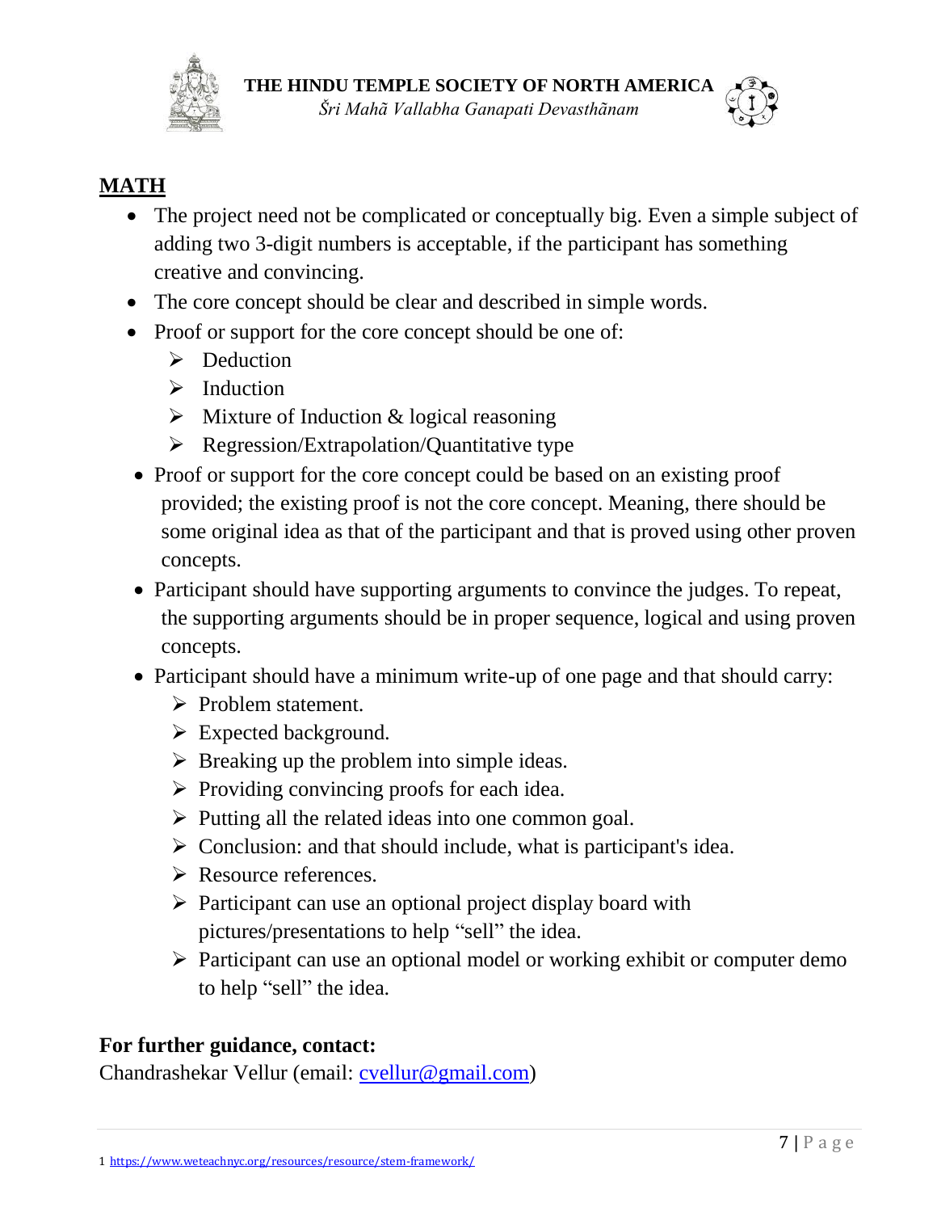## MATH

- The project need not be complicated or conceptually big. Even a simple subject of adding two 3-digit numbers is acceptable, if the participant has something creative and convincing.
- The core concept should be clear and described in simple words.
- Proof or support for the core concept should be one of:
  - Deduction
  - Induction
  - Mixture of Induction & logical reasoning
  - Regression/Extrapolation/Quantitative type
- Proof or support for the core concept could be based on an existing proof provided; the existing proof is not the core concept. Meaning, there should be some original idea as that of the participant and that is proved using other proven concepts.
- Participant should have supporting arguments to convince the judges. To repeat, the supporting arguments should be in proper sequence, logical and using proven concepts.
- Participant should have a minimum write-up of one page and that should carry:
  - Problem statement.
  - Expected background.
  - Breaking up the problem into simple ideas.
  - Providing convincing proofs for each idea.
  - Putting all the related ideas into one common goal.
  - Conclusion: and that should include, what is participant's idea.
  - Resource references.
  - Participant can use an optional project display board with pictures/presentations to help "sell" the idea.
  - Participant can use an optional model or working exhibit or computer demo to help "sell" the idea.

**For further guidance, contact:**
Chandrashekar Vellur (email: cvellur@gmail.com)

1 https://www.weteachnyc.org/resources/resource/stem-framework/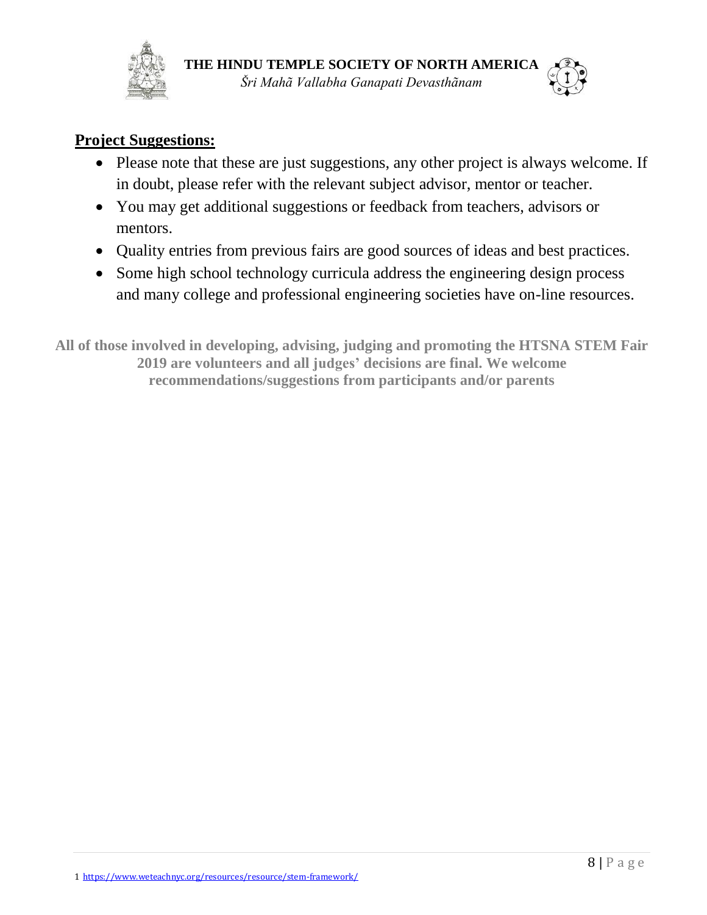## Project Suggestions:

- Please note that these are just suggestions, any other project is always welcome. If in doubt, please refer with the relevant subject advisor, mentor or teacher.
- You may get additional suggestions or feedback from teachers, advisors or mentors.
- Quality entries from previous fairs are good sources of ideas and best practices.
- Some high school technology curricula address the engineering design process and many college and professional engineering societies have on-line resources.

**All of those involved in developing, advising, judging and promoting the HTSNA STEM Fair 2019 are volunteers and all judges' decisions are final. We welcome recommendations/suggestions from participants and/or parents**

1 https://www.weteachnyc.org/resources/resource/stem-framework/